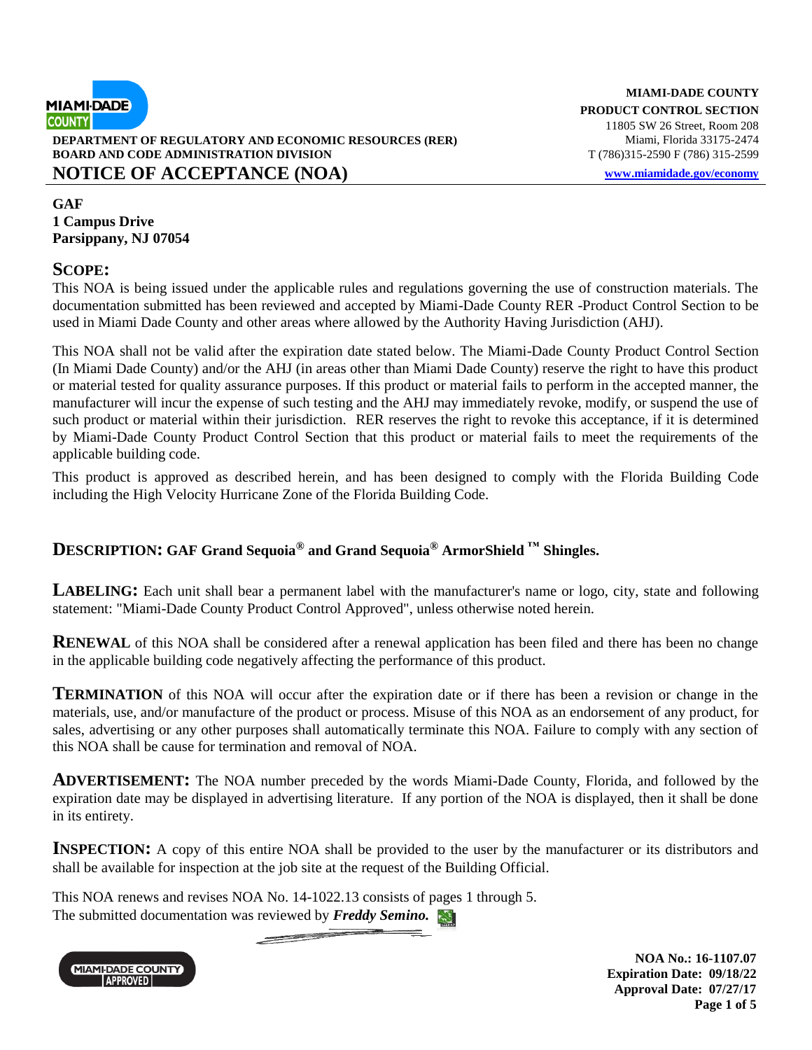**MIAMI-DADE COUNTY**
**PRODUCT CONTROL SECTION**
11805 SW 26 Street, Room 208
Miami, Florida 33175-2474
T (786)315-2590 F (786) 315-2599
www.miamidade.gov/economy

**DEPARTMENT OF REGULATORY AND ECONOMIC RESOURCES (RER)**
**BOARD AND CODE ADMINISTRATION DIVISION**

# NOTICE OF ACCEPTANCE (NOA)

**GAF**
**1 Campus Drive**
**Parsippany, NJ 07054**

## SCOPE:

This NOA is being issued under the applicable rules and regulations governing the use of construction materials. The documentation submitted has been reviewed and accepted by Miami-Dade County RER -Product Control Section to be used in Miami Dade County and other areas where allowed by the Authority Having Jurisdiction (AHJ).

This NOA shall not be valid after the expiration date stated below. The Miami-Dade County Product Control Section (In Miami Dade County) and/or the AHJ (in areas other than Miami Dade County) reserve the right to have this product or material tested for quality assurance purposes. If this product or material fails to perform in the accepted manner, the manufacturer will incur the expense of such testing and the AHJ may immediately revoke, modify, or suspend the use of such product or material within their jurisdiction. RER reserves the right to revoke this acceptance, if it is determined by Miami-Dade County Product Control Section that this product or material fails to meet the requirements of the applicable building code.

This product is approved as described herein, and has been designed to comply with the Florida Building Code including the High Velocity Hurricane Zone of the Florida Building Code.

## DESCRIPTION: GAF Grand Sequoia® and Grand Sequoia® ArmorShield ™ Shingles.

**LABELING:** Each unit shall bear a permanent label with the manufacturer's name or logo, city, state and following statement: "Miami-Dade County Product Control Approved", unless otherwise noted herein.

**RENEWAL** of this NOA shall be considered after a renewal application has been filed and there has been no change in the applicable building code negatively affecting the performance of this product.

**TERMINATION** of this NOA will occur after the expiration date or if there has been a revision or change in the materials, use, and/or manufacture of the product or process. Misuse of this NOA as an endorsement of any product, for sales, advertising or any other purposes shall automatically terminate this NOA. Failure to comply with any section of this NOA shall be cause for termination and removal of NOA.

**ADVERTISEMENT:** The NOA number preceded by the words Miami-Dade County, Florida, and followed by the expiration date may be displayed in advertising literature. If any portion of the NOA is displayed, then it shall be done in its entirety.

**INSPECTION:** A copy of this entire NOA shall be provided to the user by the manufacturer or its distributors and shall be available for inspection at the job site at the request of the Building Official.

This NOA renews and revises NOA No. 14-1022.13 consists of pages 1 through 5.
The submitted documentation was reviewed by ***Freddy Semino.***

**NOA No.: 16-1107.07**
**Expiration Date: 09/18/22**
**Approval Date: 07/27/17**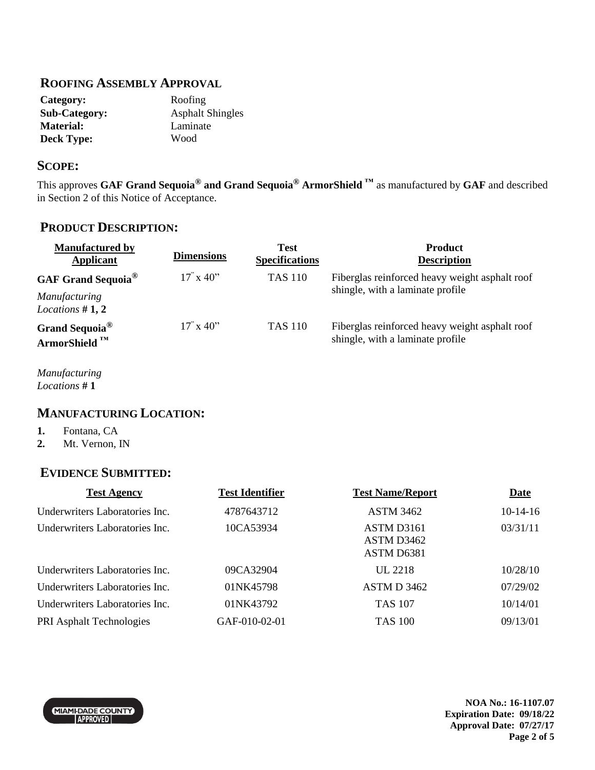## ROOFING ASSEMBLY APPROVAL

| | |
|---|---|
| **Category:** | Roofing |
| **Sub-Category:** | Asphalt Shingles |
| **Material:** | Laminate |
| **Deck Type:** | Wood |

## SCOPE:

This approves **GAF Grand Sequoia® and Grand Sequoia® ArmorShield ™** as manufactured by **GAF** and described in Section 2 of this Notice of Acceptance.

## PRODUCT DESCRIPTION:

| Manufactured by Applicant | Dimensions | Test Specifications | Product Description |
|---|---|---|---|
| **GAF Grand Sequoia®** *Manufacturing Locations* **# 1, 2** | 17" x 40" | TAS 110 | Fiberglas reinforced heavy weight asphalt roof shingle, with a laminate profile |
| **Grand Sequoia® ArmorShield ™** *Manufacturing Locations* **# 1** | 17" x 40" | TAS 110 | Fiberglas reinforced heavy weight asphalt roof shingle, with a laminate profile |

## MANUFACTURING LOCATION:

1. Fontana, CA
2. Mt. Vernon, IN

## EVIDENCE SUBMITTED:

| Test Agency | Test Identifier | Test Name/Report | Date |
|---|---|---|---|
| Underwriters Laboratories Inc. | 4787643712 | ASTM 3462 | 10-14-16 |
| Underwriters Laboratories Inc. | 10CA53934 | ASTM D3161<br>ASTM D3462<br>ASTM D6381 | 03/31/11 |
| Underwriters Laboratories Inc. | 09CA32904 | UL 2218 | 10/28/10 |
| Underwriters Laboratories Inc. | 01NK45798 | ASTM D 3462 | 07/29/02 |
| Underwriters Laboratories Inc. | 01NK43792 | TAS 107 | 10/14/01 |
| PRI Asphalt Technologies | GAF-010-02-01 | TAS 100 | 09/13/01 |

**NOA No.: 16-1107.07**
**Expiration Date: 09/18/22**
**Approval Date: 07/27/17**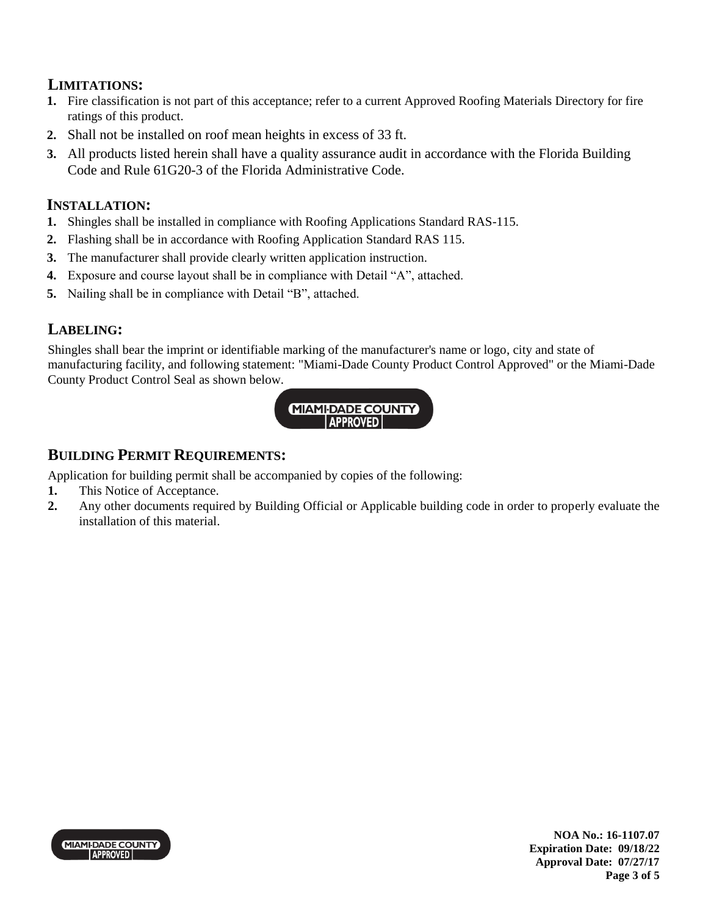## LIMITATIONS:

1. Fire classification is not part of this acceptance; refer to a current Approved Roofing Materials Directory for fire ratings of this product.
2. Shall not be installed on roof mean heights in excess of 33 ft.
3. All products listed herein shall have a quality assurance audit in accordance with the Florida Building Code and Rule 61G20-3 of the Florida Administrative Code.

## INSTALLATION:

1. Shingles shall be installed in compliance with Roofing Applications Standard RAS-115.
2. Flashing shall be in accordance with Roofing Application Standard RAS 115.
3. The manufacturer shall provide clearly written application instruction.
4. Exposure and course layout shall be in compliance with Detail "A", attached.
5. Nailing shall be in compliance with Detail "B", attached.

## LABELING:

Shingles shall bear the imprint or identifiable marking of the manufacturer's name or logo, city and state of manufacturing facility, and following statement: "Miami-Dade County Product Control Approved" or the Miami-Dade County Product Control Seal as shown below.

MIAMI-DADE COUNTY APPROVED

## BUILDING PERMIT REQUIREMENTS:

Application for building permit shall be accompanied by copies of the following:

1. This Notice of Acceptance.
2. Any other documents required by Building Official or Applicable building code in order to properly evaluate the installation of this material.

**NOA No.: 16-1107.07**
**Expiration Date: 09/18/22**
**Approval Date: 07/27/17**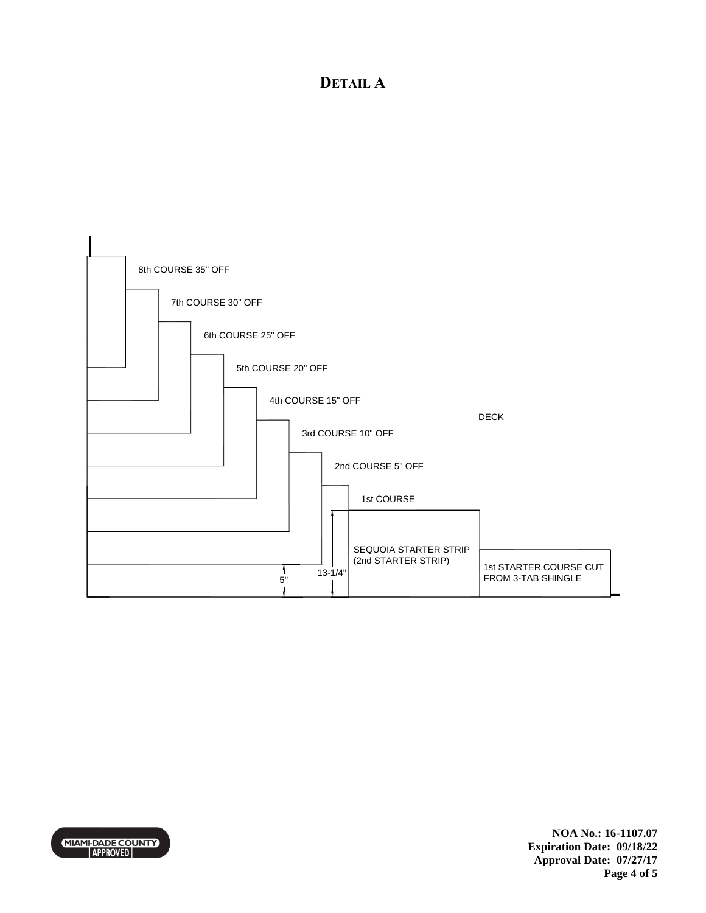# Detail A

8th COURSE 35" OFF

7th COURSE 30" OFF

6th COURSE 25" OFF

5th COURSE 20" OFF

4th COURSE 15" OFF

DECK

3rd COURSE 10" OFF

2nd COURSE 5" OFF

1st COURSE

SEQUOIA STARTER STRIP (2nd STARTER STRIP)

1st STARTER COURSE CUT FROM 3-TAB SHINGLE

13-1/4"

5"

**NOA No.: 16-1107.07**
**Expiration Date: 09/18/22**
**Approval Date: 07/27/17**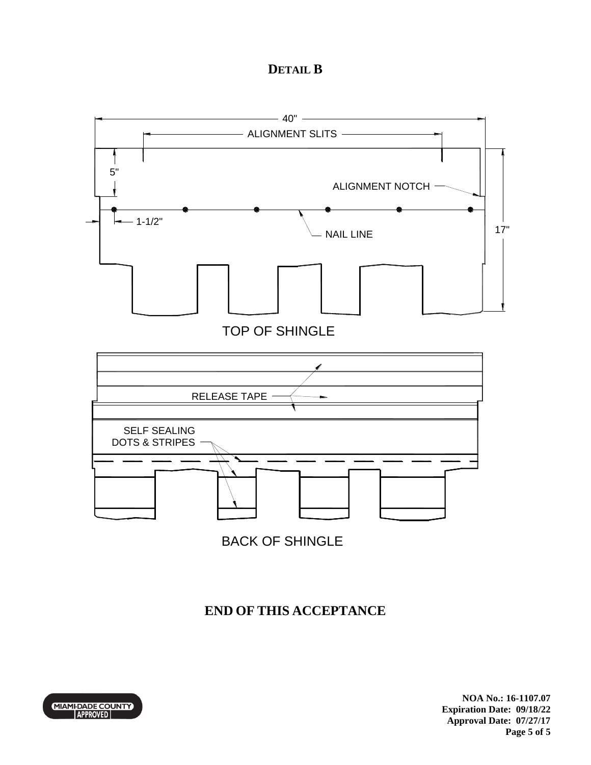## DETAIL B

40"

ALIGNMENT SLITS

5"

ALIGNMENT NOTCH

1-1/2"

NAIL LINE

17"

TOP OF SHINGLE

RELEASE TAPE

SELF SEALING
DOTS & STRIPES

BACK OF SHINGLE

## END OF THIS ACCEPTANCE

MIAMI-DADE COUNTY
APPROVED

**NOA No.: 16-1107.07**
**Expiration Date: 09/18/22**
**Approval Date: 07/27/17**